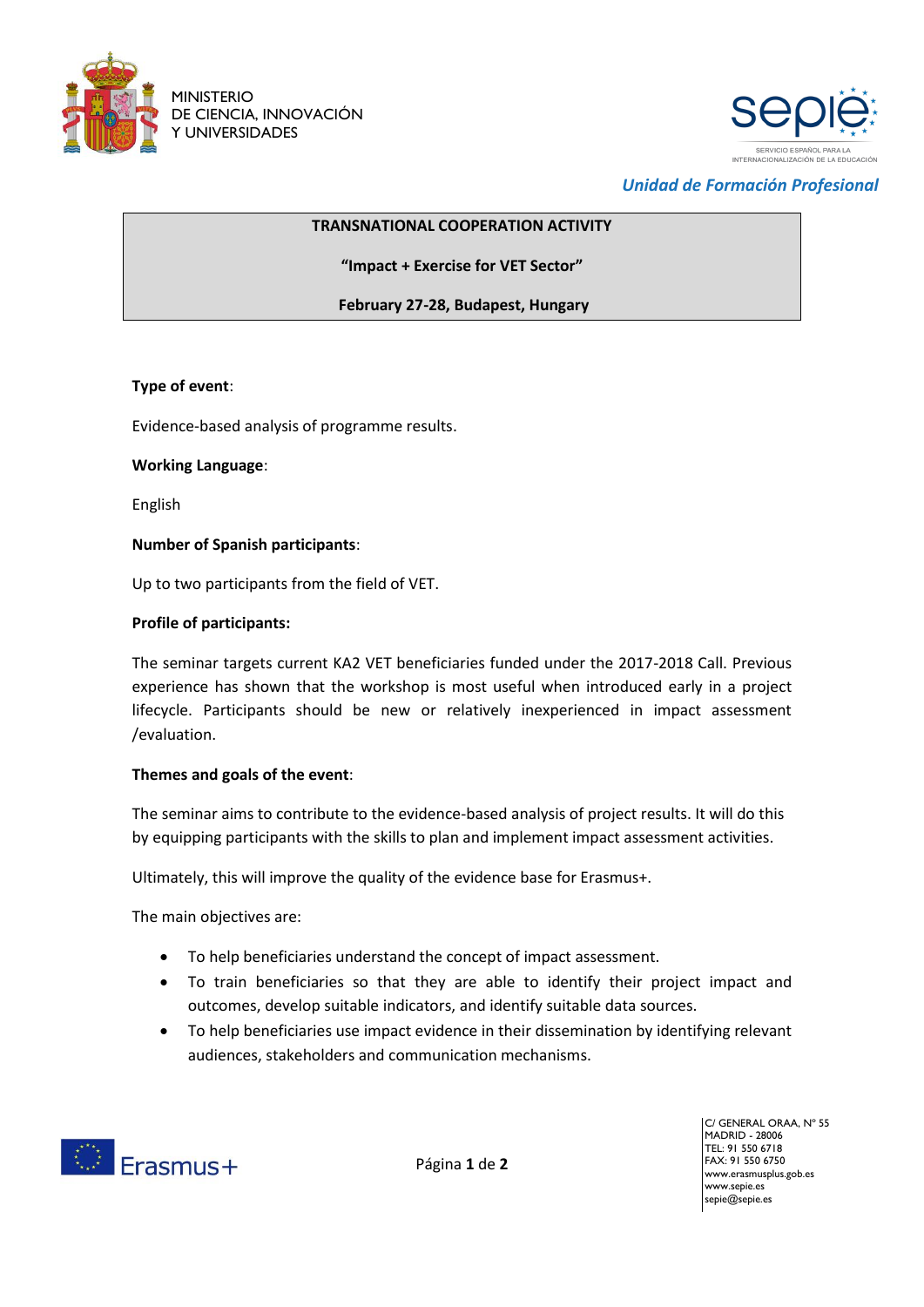MINISTERIO
DE CIENCIA, INNOVACIÓN
Y UNIVERSIDADES

SERVICIO ESPAÑOL PARA LA INTERNACIONALIZACIÓN DE LA EDUCACIÓN

*Unidad de Formación Profesional*

**TRANSNATIONAL COOPERATION ACTIVITY**

**"Impact + Exercise for VET Sector"**

**February 27-28, Budapest, Hungary**

**Type of event**:

Evidence-based analysis of programme results.

**Working Language**:

English

**Number of Spanish participants**:

Up to two participants from the field of VET.

**Profile of participants:**

The seminar targets current KA2 VET beneficiaries funded under the 2017-2018 Call. Previous experience has shown that the workshop is most useful when introduced early in a project lifecycle. Participants should be new or relatively inexperienced in impact assessment /evaluation.

**Themes and goals of the event**:

The seminar aims to contribute to the evidence-based analysis of project results. It will do this by equipping participants with the skills to plan and implement impact assessment activities.

Ultimately, this will improve the quality of the evidence base for Erasmus+.

The main objectives are:

- To help beneficiaries understand the concept of impact assessment.
- To train beneficiaries so that they are able to identify their project impact and outcomes, develop suitable indicators, and identify suitable data sources.
- To help beneficiaries use impact evidence in their dissemination by identifying relevant audiences, stakeholders and communication mechanisms.

Erasmus+

C/ GENERAL ORAA, Nº 55
MADRID - 28006
TEL: 91 550 6718
FAX: 91 550 6750
www.erasmusplus.gob.es
www.sepie.es
sepie@sepie.es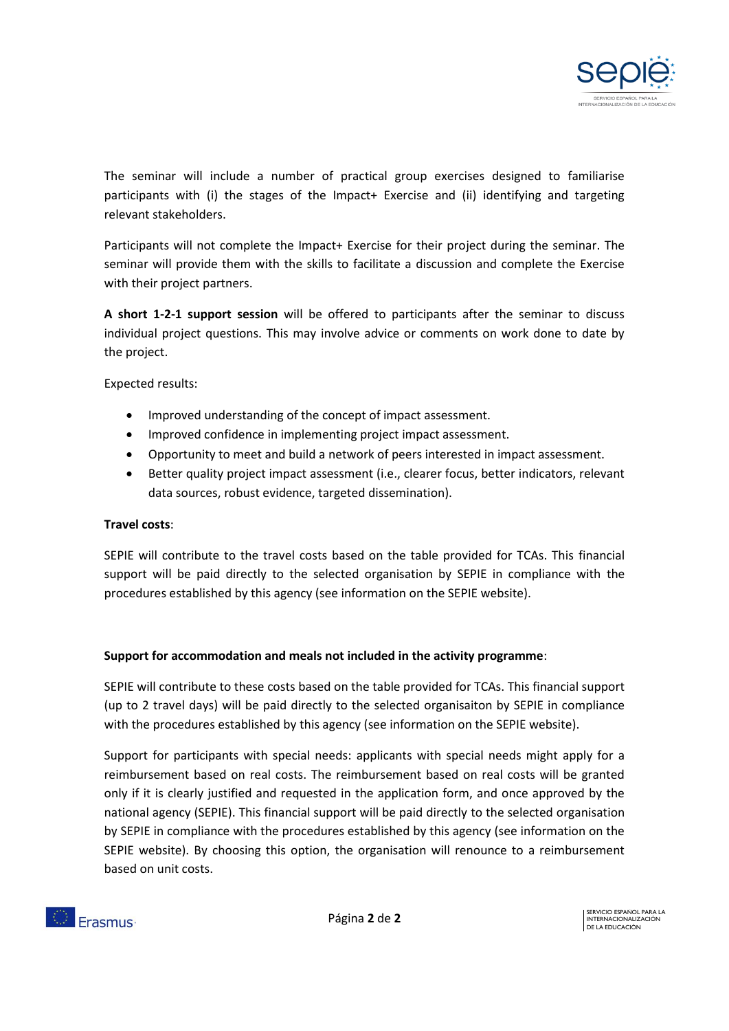The seminar will include a number of practical group exercises designed to familiarise participants with (i) the stages of the Impact+ Exercise and (ii) identifying and targeting relevant stakeholders.

Participants will not complete the Impact+ Exercise for their project during the seminar. The seminar will provide them with the skills to facilitate a discussion and complete the Exercise with their project partners.

**A short 1-2-1 support session** will be offered to participants after the seminar to discuss individual project questions. This may involve advice or comments on work done to date by the project.

Expected results:

- Improved understanding of the concept of impact assessment.
- Improved confidence in implementing project impact assessment.
- Opportunity to meet and build a network of peers interested in impact assessment.
- Better quality project impact assessment (i.e., clearer focus, better indicators, relevant data sources, robust evidence, targeted dissemination).

**Travel costs**:

SEPIE will contribute to the travel costs based on the table provided for TCAs. This financial support will be paid directly to the selected organisation by SEPIE in compliance with the procedures established by this agency (see information on the SEPIE website).

**Support for accommodation and meals not included in the activity programme**:

SEPIE will contribute to these costs based on the table provided for TCAs. This financial support (up to 2 travel days) will be paid directly to the selected organisaiton by SEPIE in compliance with the procedures established by this agency (see information on the SEPIE website).

Support for participants with special needs: applicants with special needs might apply for a reimbursement based on real costs. The reimbursement based on real costs will be granted only if it is clearly justified and requested in the application form, and once approved by the national agency (SEPIE). This financial support will be paid directly to the selected organisation by SEPIE in compliance with the procedures established by this agency (see information on the SEPIE website). By choosing this option, the organisation will renounce to a reimbursement based on unit costs.